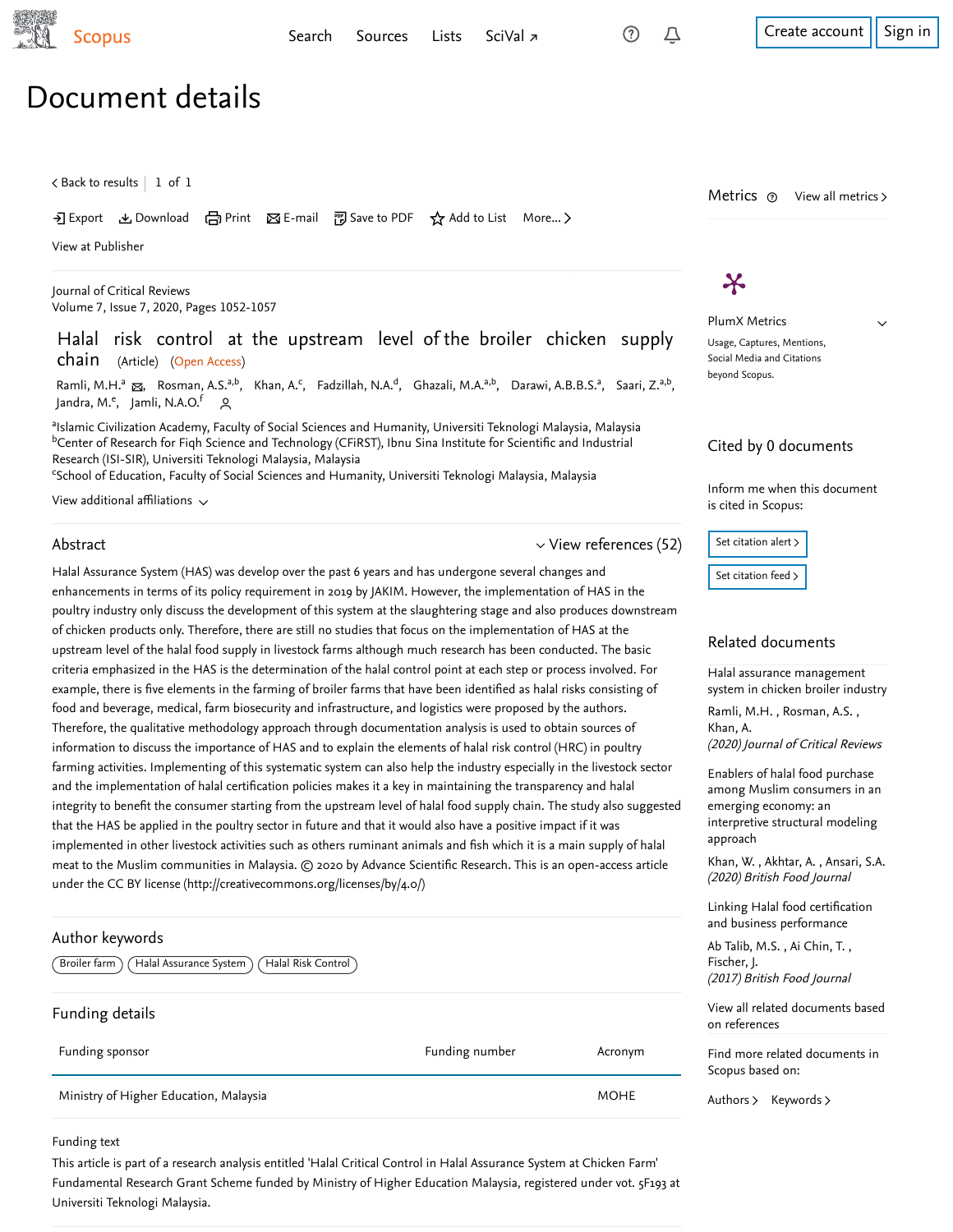# Document details

< Back to results | 1 of 1

Export  Download  Print  E-mail  Save to PDF  Add to List  More... >

View at Publisher

Journal of Critical Reviews
Volume 7, Issue 7, 2020, Pages 1052-1057

## Halal risk control at the upstream level of the broiler chicken supply chain (Article) (Open Access)

Ramli, M.H.[a], Rosman, A.S.[a,b], Khan, A.[c], Fadzillah, N.A.[d], Ghazali, M.A.[a,b], Darawi, A.B.B.S.[a], Saari, Z.[a,b], Jandra, M.[e], Jamli, N.A.O.[f]

[a]Islamic Civilization Academy, Faculty of Social Sciences and Humanity, Universiti Teknologi Malaysia, Malaysia
[b]Center of Research for Fiqh Science and Technology (CFiRST), Ibnu Sina Institute for Scientific and Industrial Research (ISI-SIR), Universiti Teknologi Malaysia, Malaysia
[c]School of Education, Faculty of Social Sciences and Humanity, Universiti Teknologi Malaysia, Malaysia

View additional affiliations

### Abstract

View references (52)

Halal Assurance System (HAS) was develop over the past 6 years and has undergone several changes and enhancements in terms of its policy requirement in 2019 by JAKIM. However, the implementation of HAS in the poultry industry only discuss the development of this system at the slaughtering stage and also produces downstream of chicken products only. Therefore, there are still no studies that focus on the implementation of HAS at the upstream level of the halal food supply in livestock farms although much research has been conducted. The basic criteria emphasized in the HAS is the determination of the halal control point at each step or process involved. For example, there is five elements in the farming of broiler farms that have been identified as halal risks consisting of food and beverage, medical, farm biosecurity and infrastructure, and logistics were proposed by the authors. Therefore, the qualitative methodology approach through documentation analysis is used to obtain sources of information to discuss the importance of HAS and to explain the elements of halal risk control (HRC) in poultry farming activities. Implementing of this systematic system can also help the industry especially in the livestock sector and the implementation of halal certification policies makes it a key in maintaining the transparency and halal integrity to benefit the consumer starting from the upstream level of halal food supply chain. The study also suggested that the HAS be applied in the poultry sector in future and that it would also have a positive impact if it was implemented in other livestock activities such as others ruminant animals and fish which it is a main supply of halal meat to the Muslim communities in Malaysia. © 2020 by Advance Scientific Research. This is an open-access article under the CC BY license (http://creativecommons.org/licenses/by/4.0/)

### Author keywords

Broiler farm | Halal Assurance System | Halal Risk Control

### Funding details

| Funding sponsor | Funding number | Acronym |
|---|---|---|
| Ministry of Higher Education, Malaysia | | MOHE |

Funding text

This article is part of a research analysis entitled 'Halal Critical Control in Halal Assurance System at Chicken Farm' Fundamental Research Grant Scheme funded by Ministry of Higher Education Malaysia, registered under vot. 5F193 at Universiti Teknologi Malaysia.

---

Metrics  View all metrics >

PlumX Metrics
Usage, Captures, Mentions, Social Media and Citations beyond Scopus.

Cited by 0 documents

Inform me when this document is cited in Scopus:

Set citation alert >
Set citation feed >

Related documents

Halal assurance management system in chicken broiler industry
Ramli, M.H. , Rosman, A.S. , Khan, A.
*(2020) Journal of Critical Reviews*

Enablers of halal food purchase among Muslim consumers in an emerging economy: an interpretive structural modeling approach
Khan, W. , Akhtar, A. , Ansari, S.A.
*(2020) British Food Journal*

Linking Halal food certification and business performance
Ab Talib, M.S. , Ai Chin, T. , Fischer, J.
*(2017) British Food Journal*

View all related documents based on references

Find more related documents in Scopus based on:

Authors >  Keywords >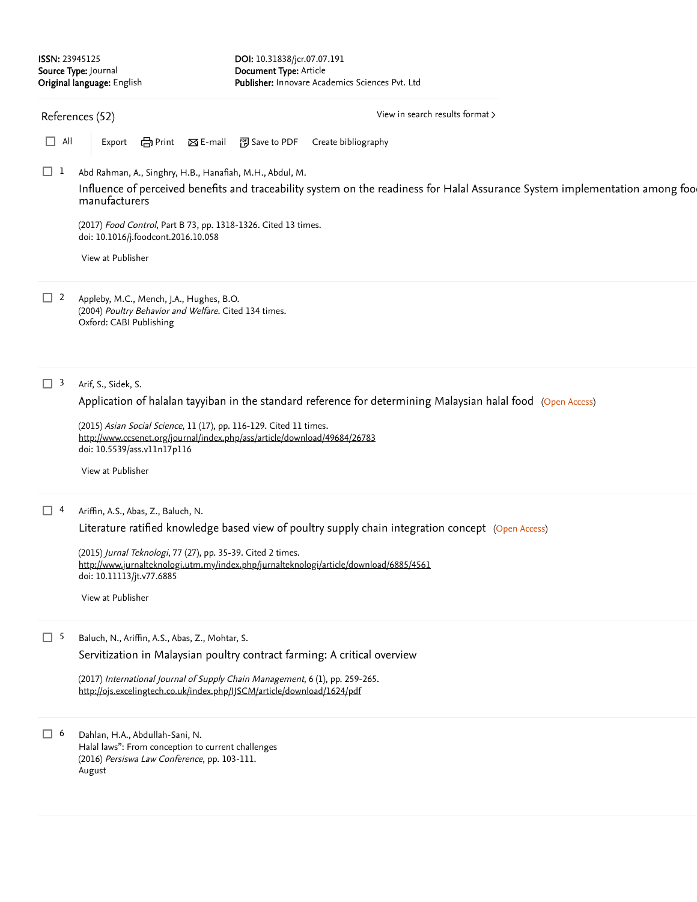**ISSN:** 23945125
**Source Type:** Journal
**Original language:** English

**DOI:** 10.31838/jcr.07.07.191
**Document Type:** Article
**Publisher:** Innovare Academics Sciences Pvt. Ltd

## References (52)

View in search results format >

All | Export | Print | E-mail | Save to PDF | Create bibliography

1. Abd Rahman, A., Singhry, H.B., Hanafiah, M.H., Abdul, M.
   Influence of perceived benefits and traceability system on the readiness for Halal Assurance System implementation among food manufacturers
   (2017) *Food Control*, Part B 73, pp. 1318-1326. Cited 13 times.
   doi: 10.1016/j.foodcont.2016.10.058
   View at Publisher

2. Appleby, M.C., Mench, J.A., Hughes, B.O.
   (2004) *Poultry Behavior and Welfare*. Cited 134 times.
   Oxford: CABI Publishing

3. Arif, S., Sidek, S.
   Application of halalan tayyiban in the standard reference for determining Malaysian halal food (Open Access)
   (2015) *Asian Social Science*, 11 (17), pp. 116-129. Cited 11 times.
   http://www.ccsenet.org/journal/index.php/ass/article/download/49684/26783
   doi: 10.5539/ass.v11n17p116
   View at Publisher

4. Ariffin, A.S., Abas, Z., Baluch, N.
   Literature ratified knowledge based view of poultry supply chain integration concept (Open Access)
   (2015) *Jurnal Teknologi*, 77 (27), pp. 35-39. Cited 2 times.
   http://www.jurnalteknologi.utm.my/index.php/jurnalteknologi/article/download/6885/4561
   doi: 10.11113/jt.v77.6885
   View at Publisher

5. Baluch, N., Ariffin, A.S., Abas, Z., Mohtar, S.
   Servitization in Malaysian poultry contract farming: A critical overview
   (2017) *International Journal of Supply Chain Management*, 6 (1), pp. 259-265.
   http://ojs.excelingtech.co.uk/index.php/IJSCM/article/download/1624/pdf

6. Dahlan, H.A., Abdullah-Sani, N.
   Halal laws": From conception to current challenges
   (2016) *Persiswa Law Conference*, pp. 103-111.
   August